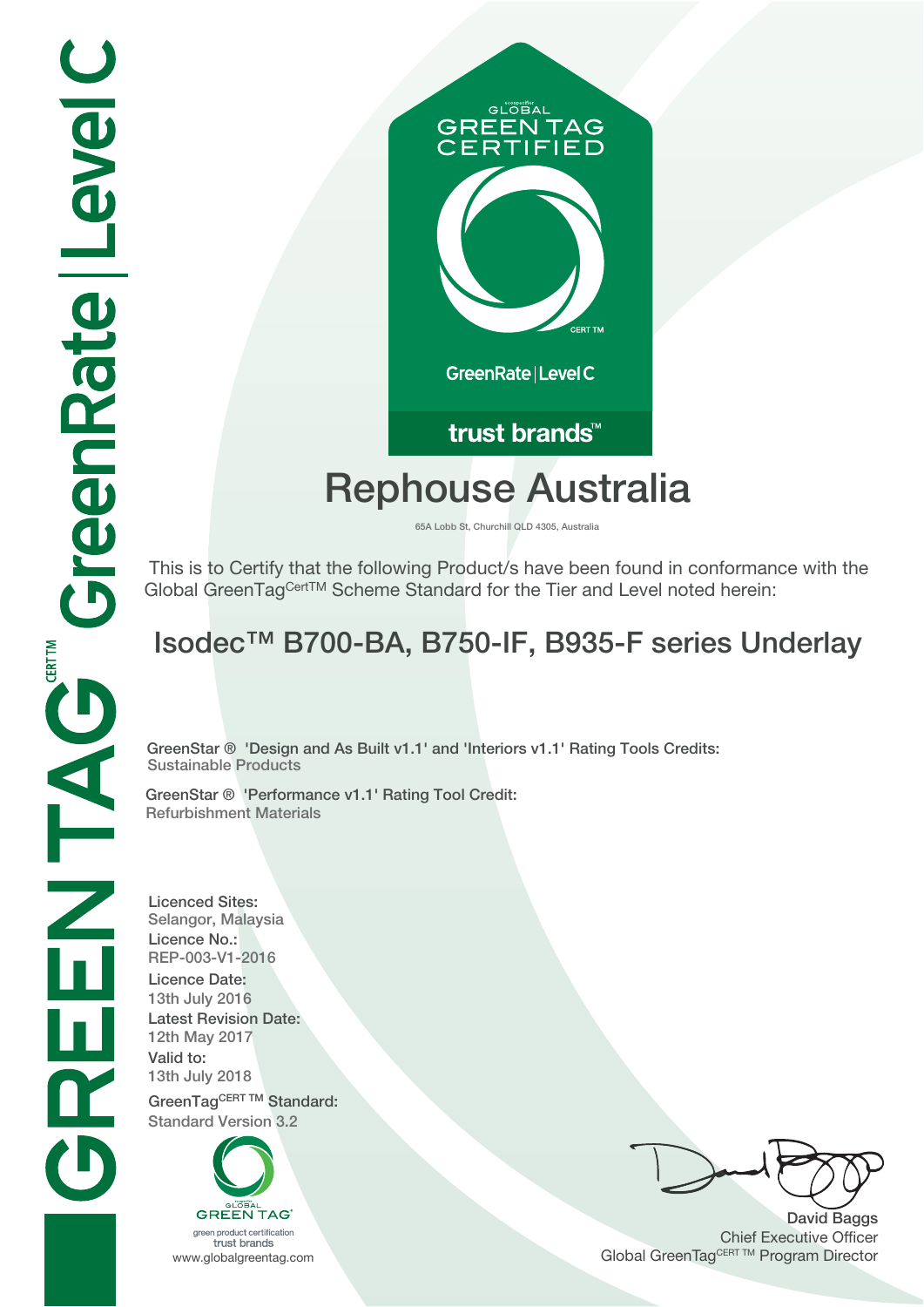GLOBAL GREEN TAG CERTIFIED

CERT TM

GreenRate | Level C

trust brands™

# Rephouse Australia

65A Lobb St, Churchill QLD 4305, Australia

This is to Certify that the following Product/s have been found in conformance with the Global GreenTag CertTM Scheme Standard for the Tier and Level noted herein:

## Isodec™ B700-BA, B750-IF, B935-F series Underlay

**GreenStar ® 'Design and As Built v1.1' and 'Interiors v1.1' Rating Tools Credits:**
Sustainable Products

**GreenStar ® 'Performance v1.1' Rating Tool Credit:**
Refurbishment Materials

**Licenced Sites:**
Selangor, Malaysia

**Licence No.:**
REP-003-V1-2016

**Licence Date:**
13th July 2016

**Latest Revision Date:**
12th May 2017

**Valid to:**
13th July 2018

**GreenTag CERT TM Standard:**
Standard Version 3.2

GLOBAL GREEN TAG
green product certification
trust brands
www.globalgreentag.com

David Baggs
Chief Executive Officer
Global GreenTag CERT TM Program Director

GREEN TAG CERT TM GreenRate | Level C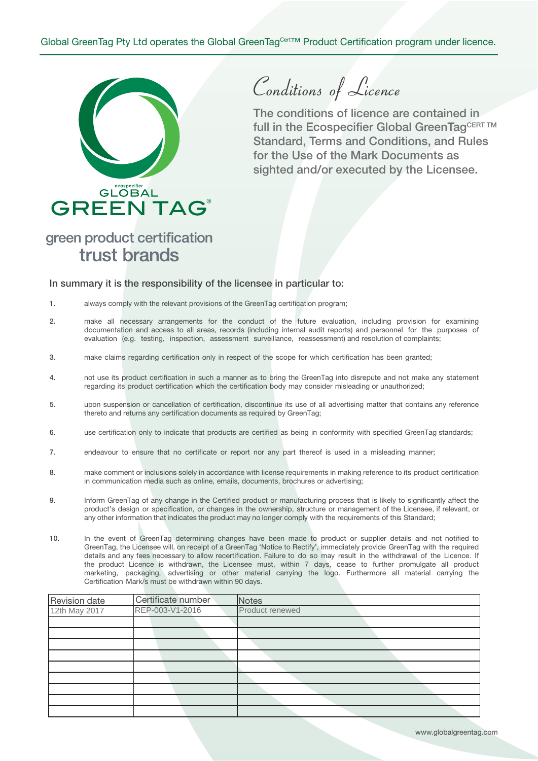Global GreenTag Pty Ltd operates the Global GreenTag[Cert]™ Product Certification program under licence.

ecospecifier GLOBAL GREEN TAG®

green product certification
trust brands

# Conditions of Licence

**The conditions of licence are contained in full in the Ecospecifier Global GreenTag[CERT TM] Standard, Terms and Conditions, and Rules for the Use of the Mark Documents as sighted and/or executed by the Licensee.**

## In summary it is the responsibility of the licensee in particular to:

1. always comply with the relevant provisions of the GreenTag certification program;
2. make all necessary arrangements for the conduct of the future evaluation, including provision for examining documentation and access to all areas, records (including internal audit reports) and personnel for the purposes of evaluation (e.g. testing, inspection, assessment surveillance, reassessment) and resolution of complaints;
3. make claims regarding certification only in respect of the scope for which certification has been granted;
4. not use its product certification in such a manner as to bring the GreenTag into disrepute and not make any statement regarding its product certification which the certification body may consider misleading or unauthorized;
5. upon suspension or cancellation of certification, discontinue its use of all advertising matter that contains any reference thereto and returns any certification documents as required by GreenTag;
6. use certification only to indicate that products are certified as being in conformity with specified GreenTag standards;
7. endeavour to ensure that no certificate or report nor any part thereof is used in a misleading manner;
8. make comment or inclusions solely in accordance with license requirements in making reference to its product certification in communication media such as online, emails, documents, brochures or advertising;
9. Inform GreenTag of any change in the Certified product or manufacturing process that is likely to significantly affect the product's design or specification, or changes in the ownership, structure or management of the Licensee, if relevant, or any other information that indicates the product may no longer comply with the requirements of this Standard;
10. In the event of GreenTag determining changes have been made to product or supplier details and not notified to GreenTag, the Licensee will, on receipt of a GreenTag 'Notice to Rectify', immediately provide GreenTag with the required details and any fees necessary to allow recertification. Failure to do so may result in the withdrawal of the Licence. If the product Licence is withdrawn, the Licensee must, within 7 days, cease to further promulgate all product marketing, packaging, advertising or other material carrying the logo. Furthermore all material carrying the Certification Mark/s must be withdrawn within 90 days.

| Revision date | Certificate number | Notes |
| --- | --- | --- |
| 12th May 2017 | REP-003-V1-2016 | Product renewed |
| | | |
| | | |
| | | |
| | | |
| | | |
| | | |
| | | |
| | | |
| | | |

www.globalgreentag.com